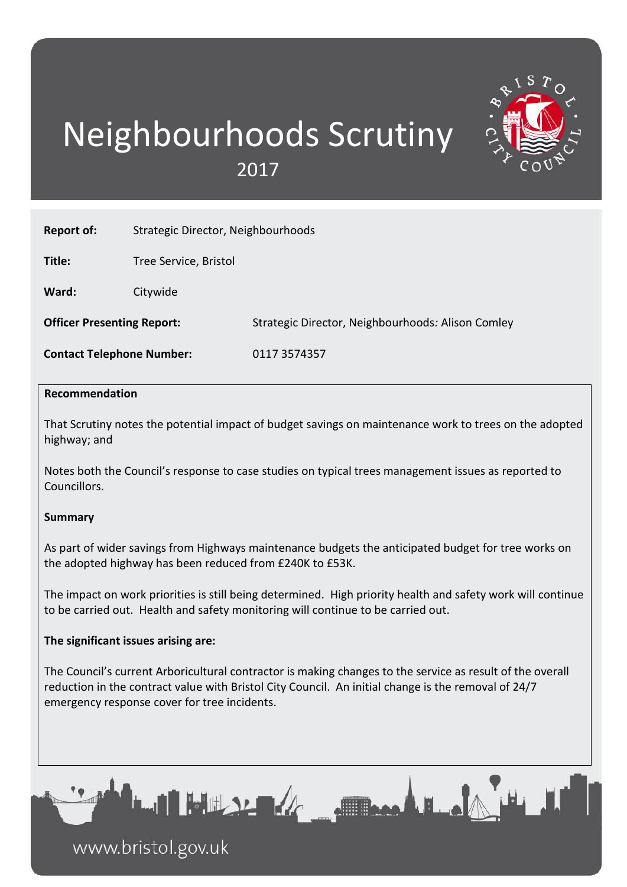# Neighbourhoods Scrutiny

2017

**Report of:** Strategic Director, Neighbourhoods

**Title:** Tree Service, Bristol

**Ward:** Citywide

**Officer Presenting Report:** Strategic Director, Neighbourhoods*:* Alison Comley

**Contact Telephone Number:** 0117 3574357

**Recommendation**

That Scrutiny notes the potential impact of budget savings on maintenance work to trees on the adopted highway; and

Notes both the Council's response to case studies on typical trees management issues as reported to Councillors.

**Summary**

As part of wider savings from Highways maintenance budgets the anticipated budget for tree works on the adopted highway has been reduced from £240K to £53K.

The impact on work priorities is still being determined. High priority health and safety work will continue to be carried out. Health and safety monitoring will continue to be carried out.

**The significant issues arising are:**

The Council's current Arboricultural contractor is making changes to the service as result of the overall reduction in the contract value with Bristol City Council. An initial change is the removal of 24/7 emergency response cover for tree incidents.

www.bristol.gov.uk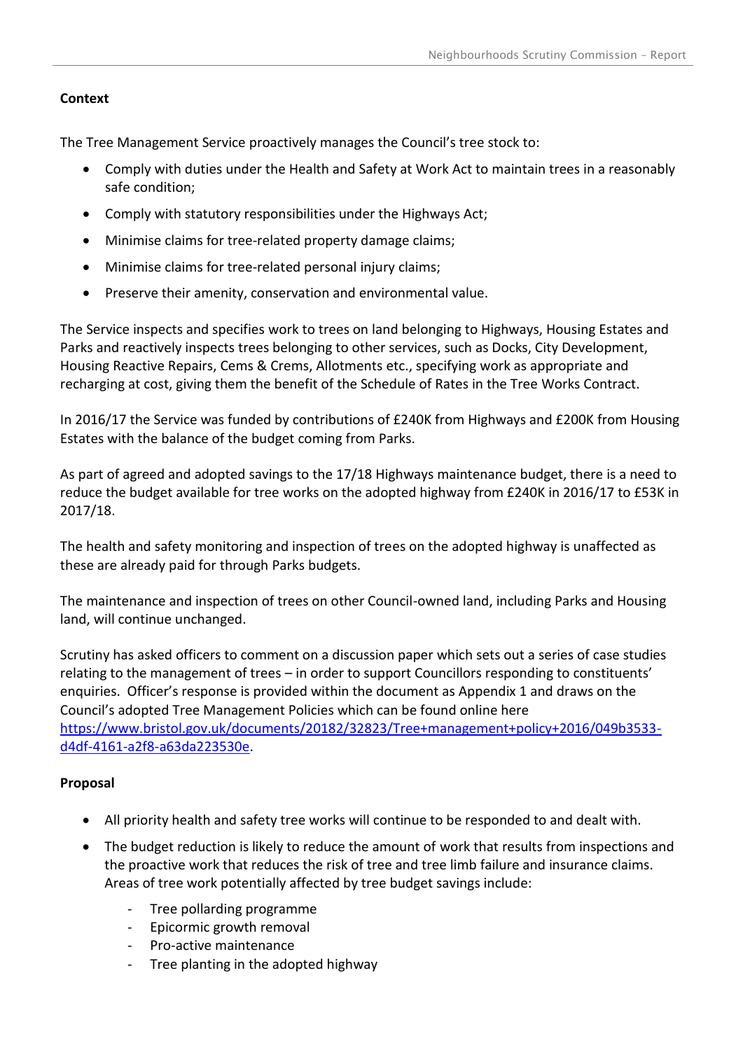**Context**

The Tree Management Service proactively manages the Council's tree stock to:

- Comply with duties under the Health and Safety at Work Act to maintain trees in a reasonably safe condition;
- Comply with statutory responsibilities under the Highways Act;
- Minimise claims for tree-related property damage claims;
- Minimise claims for tree-related personal injury claims;
- Preserve their amenity, conservation and environmental value.

The Service inspects and specifies work to trees on land belonging to Highways, Housing Estates and Parks and reactively inspects trees belonging to other services, such as Docks, City Development, Housing Reactive Repairs, Cems & Crems, Allotments etc., specifying work as appropriate and recharging at cost, giving them the benefit of the Schedule of Rates in the Tree Works Contract.

In 2016/17 the Service was funded by contributions of £240K from Highways and £200K from Housing Estates with the balance of the budget coming from Parks.

As part of agreed and adopted savings to the 17/18 Highways maintenance budget, there is a need to reduce the budget available for tree works on the adopted highway from £240K in 2016/17 to £53K in 2017/18.

The health and safety monitoring and inspection of trees on the adopted highway is unaffected as these are already paid for through Parks budgets.

The maintenance and inspection of trees on other Council-owned land, including Parks and Housing land, will continue unchanged.

Scrutiny has asked officers to comment on a discussion paper which sets out a series of case studies relating to the management of trees – in order to support Councillors responding to constituents' enquiries. Officer's response is provided within the document as Appendix 1 and draws on the Council's adopted Tree Management Policies which can be found online here https://www.bristol.gov.uk/documents/20182/32823/Tree+management+policy+2016/049b3533-d4df-4161-a2f8-a63da223530e.

**Proposal**

- All priority health and safety tree works will continue to be responded to and dealt with.
- The budget reduction is likely to reduce the amount of work that results from inspections and the proactive work that reduces the risk of tree and tree limb failure and insurance claims. Areas of tree work potentially affected by tree budget savings include:
  - Tree pollarding programme
  - Epicormic growth removal
  - Pro-active maintenance
  - Tree planting in the adopted highway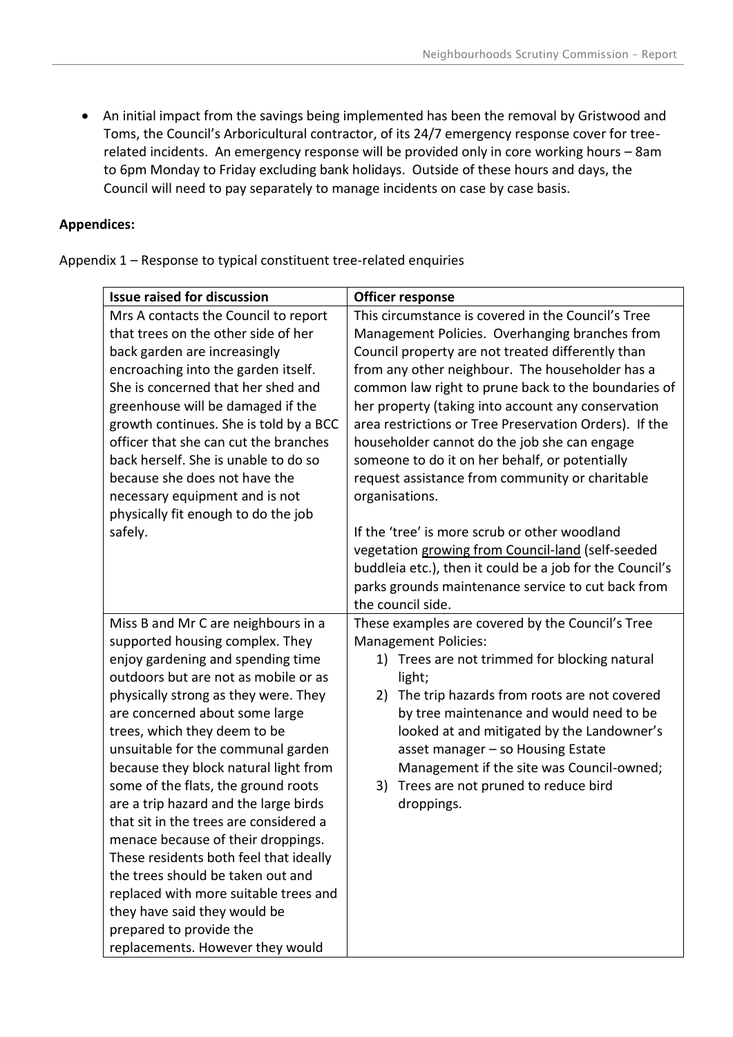- An initial impact from the savings being implemented has been the removal by Gristwood and Toms, the Council's Arboricultural contractor, of its 24/7 emergency response cover for tree-related incidents. An emergency response will be provided only in core working hours – 8am to 6pm Monday to Friday excluding bank holidays. Outside of these hours and days, the Council will need to pay separately to manage incidents on case by case basis.

**Appendices:**

Appendix 1 – Response to typical constituent tree-related enquiries

| Issue raised for discussion | Officer response |
|---|---|
| Mrs A contacts the Council to report that trees on the other side of her back garden are increasingly encroaching into the garden itself. She is concerned that her shed and greenhouse will be damaged if the growth continues. She is told by a BCC officer that she can cut the branches back herself. She is unable to do so because she does not have the necessary equipment and is not physically fit enough to do the job safely. | This circumstance is covered in the Council's Tree Management Policies. Overhanging branches from Council property are not treated differently than from any other neighbour. The householder has a common law right to prune back to the boundaries of her property (taking into account any conservation area restrictions or Tree Preservation Orders). If the householder cannot do the job she can engage someone to do it on her behalf, or potentially request assistance from community or charitable organisations.<br><br>If the 'tree' is more scrub or other woodland vegetation <u>growing from Council-land</u> (self-seeded buddleia etc.), then it could be a job for the Council's parks grounds maintenance service to cut back from the council side. |
| Miss B and Mr C are neighbours in a supported housing complex. They enjoy gardening and spending time outdoors but are not as mobile or as physically strong as they were. They are concerned about some large trees, which they deem to be unsuitable for the communal garden because they block natural light from some of the flats, the ground roots are a trip hazard and the large birds that sit in the trees are considered a menace because of their droppings. These residents both feel that ideally the trees should be taken out and replaced with more suitable trees and they have said they would be prepared to provide the replacements. However they would | These examples are covered by the Council's Tree Management Policies:<br>1) Trees are not trimmed for blocking natural light;<br>2) The trip hazards from roots are not covered by tree maintenance and would need to be looked at and mitigated by the Landowner's asset manager – so Housing Estate Management if the site was Council-owned;<br>3) Trees are not pruned to reduce bird droppings. |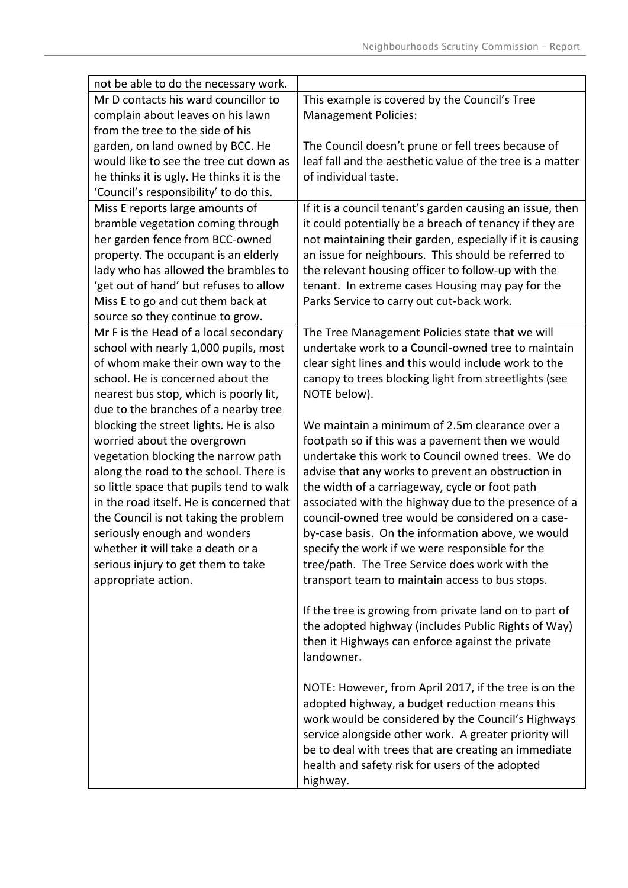| | |
|---|---|
| not be able to do the necessary work. | |
| Mr D contacts his ward councillor to complain about leaves on his lawn from the tree to the side of his garden, on land owned by BCC. He would like to see the tree cut down as he thinks it is ugly. He thinks it is the 'Council's responsibility' to do this. | This example is covered by the Council's Tree Management Policies:<br><br>The Council doesn't prune or fell trees because of leaf fall and the aesthetic value of the tree is a matter of individual taste. |
| Miss E reports large amounts of bramble vegetation coming through her garden fence from BCC-owned property. The occupant is an elderly lady who has allowed the brambles to 'get out of hand' but refuses to allow Miss E to go and cut them back at source so they continue to grow. | If it is a council tenant's garden causing an issue, then it could potentially be a breach of tenancy if they are not maintaining their garden, especially if it is causing an issue for neighbours. This should be referred to the relevant housing officer to follow-up with the tenant. In extreme cases Housing may pay for the Parks Service to carry out cut-back work. |
| Mr F is the Head of a local secondary school with nearly 1,000 pupils, most of whom make their own way to the school. He is concerned about the nearest bus stop, which is poorly lit, due to the branches of a nearby tree blocking the street lights. He is also worried about the overgrown vegetation blocking the narrow path along the road to the school. There is so little space that pupils tend to walk in the road itself. He is concerned that the Council is not taking the problem seriously enough and wonders whether it will take a death or a serious injury to get them to take appropriate action. | The Tree Management Policies state that we will undertake work to a Council-owned tree to maintain clear sight lines and this would include work to the canopy to trees blocking light from streetlights (see NOTE below).<br><br>We maintain a minimum of 2.5m clearance over a footpath so if this was a pavement then we would undertake this work to Council owned trees. We do advise that any works to prevent an obstruction in the width of a carriageway, cycle or foot path associated with the highway due to the presence of a council-owned tree would be considered on a case-by-case basis. On the information above, we would specify the work if we were responsible for the tree/path. The Tree Service does work with the transport team to maintain access to bus stops.<br><br>If the tree is growing from private land on to part of the adopted highway (includes Public Rights of Way) then it Highways can enforce against the private landowner.<br><br>NOTE: However, from April 2017, if the tree is on the adopted highway, a budget reduction means this work would be considered by the Council's Highways service alongside other work. A greater priority will be to deal with trees that are creating an immediate health and safety risk for users of the adopted highway. |